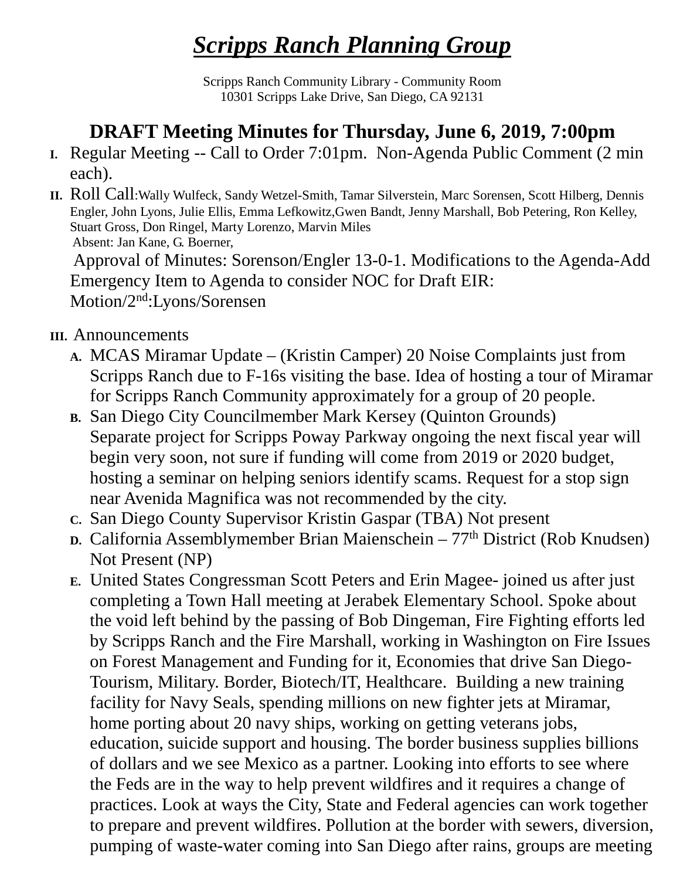# *Scripps Ranch Planning Group*

Scripps Ranch Community Library - Community Room
10301 Scripps Lake Drive, San Diego, CA 92131

## DRAFT Meeting Minutes for Thursday, June 6, 2019, 7:00pm

I. Regular Meeting -- Call to Order 7:01pm. Non-Agenda Public Comment (2 min each).

II. Roll Call:Wally Wulfeck, Sandy Wetzel-Smith, Tamar Silverstein, Marc Sorensen, Scott Hilberg, Dennis Engler, John Lyons, Julie Ellis, Emma Lefkowitz,Gwen Bandt, Jenny Marshall, Bob Petering, Ron Kelley, Stuart Gross, Don Ringel, Marty Lorenzo, Marvin Miles
Absent: Jan Kane, G. Boerner,
Approval of Minutes: Sorenson/Engler 13-0-1. Modifications to the Agenda-Add Emergency Item to Agenda to consider NOC for Draft EIR: Motion/2nd:Lyons/Sorensen

III. Announcements

A. MCAS Miramar Update – (Kristin Camper) 20 Noise Complaints just from Scripps Ranch due to F-16s visiting the base. Idea of hosting a tour of Miramar for Scripps Ranch Community approximately for a group of 20 people.

B. San Diego City Councilmember Mark Kersey (Quinton Grounds)
Separate project for Scripps Poway Parkway ongoing the next fiscal year will begin very soon, not sure if funding will come from 2019 or 2020 budget, hosting a seminar on helping seniors identify scams. Request for a stop sign near Avenida Magnifica was not recommended by the city.

C. San Diego County Supervisor Kristin Gaspar (TBA) Not present

D. California Assemblymember Brian Maienschein – 77th District (Rob Knudsen) Not Present (NP)

E. United States Congressman Scott Peters and Erin Magee- joined us after just completing a Town Hall meeting at Jerabek Elementary School. Spoke about the void left behind by the passing of Bob Dingeman, Fire Fighting efforts led by Scripps Ranch and the Fire Marshall, working in Washington on Fire Issues on Forest Management and Funding for it, Economies that drive San Diego-Tourism, Military. Border, Biotech/IT, Healthcare. Building a new training facility for Navy Seals, spending millions on new fighter jets at Miramar, home porting about 20 navy ships, working on getting veterans jobs, education, suicide support and housing. The border business supplies billions of dollars and we see Mexico as a partner. Looking into efforts to see where the Feds are in the way to help prevent wildfires and it requires a change of practices. Look at ways the City, State and Federal agencies can work together to prepare and prevent wildfires. Pollution at the border with sewers, diversion, pumping of waste-water coming into San Diego after rains, groups are meeting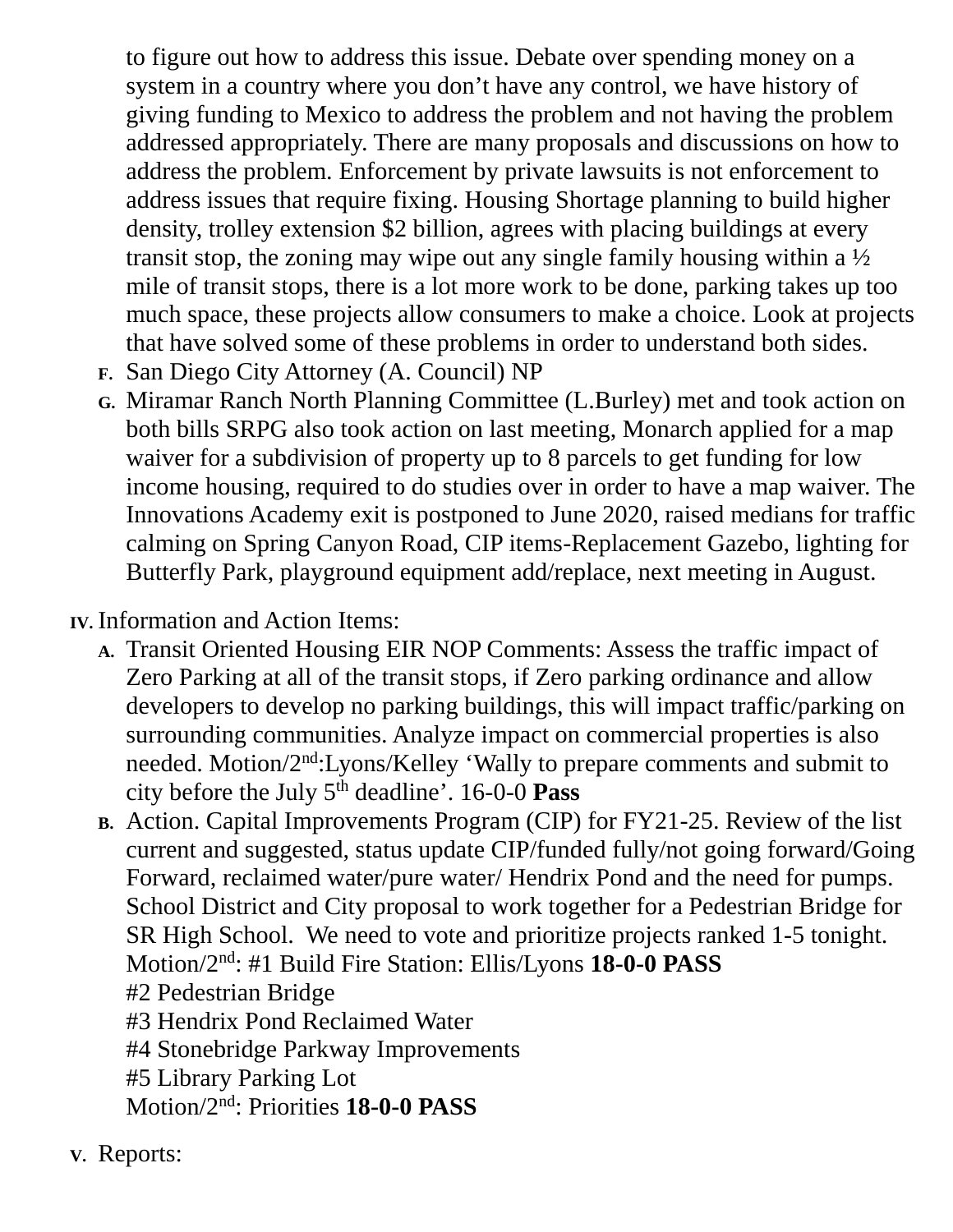to figure out how to address this issue. Debate over spending money on a system in a country where you don't have any control, we have history of giving funding to Mexico to address the problem and not having the problem addressed appropriately. There are many proposals and discussions on how to address the problem. Enforcement by private lawsuits is not enforcement to address issues that require fixing. Housing Shortage planning to build higher density, trolley extension $2 billion, agrees with placing buildings at every transit stop, the zoning may wipe out any single family housing within a ½ mile of transit stops, there is a lot more work to be done, parking takes up too much space, these projects allow consumers to make a choice. Look at projects that have solved some of these problems in order to understand both sides.

F. San Diego City Attorney (A. Council) NP

G. Miramar Ranch North Planning Committee (L.Burley) met and took action on both bills SRPG also took action on last meeting, Monarch applied for a map waiver for a subdivision of property up to 8 parcels to get funding for low income housing, required to do studies over in order to have a map waiver. The Innovations Academy exit is postponed to June 2020, raised medians for traffic calming on Spring Canyon Road, CIP items-Replacement Gazebo, lighting for Butterfly Park, playground equipment add/replace, next meeting in August.

IV. Information and Action Items:

A. Transit Oriented Housing EIR NOP Comments: Assess the traffic impact of Zero Parking at all of the transit stops, if Zero parking ordinance and allow developers to develop no parking buildings, this will impact traffic/parking on surrounding communities. Analyze impact on commercial properties is also needed. Motion/2nd:Lyons/Kelley 'Wally to prepare comments and submit to city before the July 5th deadline'. 16-0-0 **Pass**

B. Action. Capital Improvements Program (CIP) for FY21-25. Review of the list current and suggested, status update CIP/funded fully/not going forward/Going Forward, reclaimed water/pure water/ Hendrix Pond and the need for pumps. School District and City proposal to work together for a Pedestrian Bridge for SR High School. We need to vote and prioritize projects ranked 1-5 tonight.
Motion/2nd: #1 Build Fire Station: Ellis/Lyons **18-0-0 PASS**
#2 Pedestrian Bridge
#3 Hendrix Pond Reclaimed Water
#4 Stonebridge Parkway Improvements
#5 Library Parking Lot
Motion/2nd: Priorities **18-0-0 PASS**

V. Reports: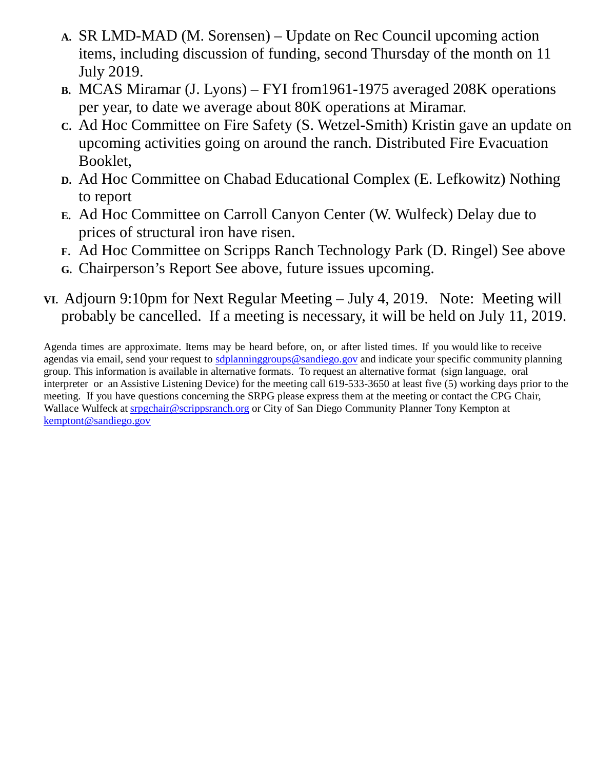A. SR LMD-MAD (M. Sorensen) – Update on Rec Council upcoming action items, including discussion of funding, second Thursday of the month on 11 July 2019.
B. MCAS Miramar (J. Lyons) – FYI from1961-1975 averaged 208K operations per year, to date we average about 80K operations at Miramar.
C. Ad Hoc Committee on Fire Safety (S. Wetzel-Smith) Kristin gave an update on upcoming activities going on around the ranch. Distributed Fire Evacuation Booklet,
D. Ad Hoc Committee on Chabad Educational Complex (E. Lefkowitz) Nothing to report
E. Ad Hoc Committee on Carroll Canyon Center (W. Wulfeck) Delay due to prices of structural iron have risen.
F. Ad Hoc Committee on Scripps Ranch Technology Park (D. Ringel) See above
G. Chairperson's Report See above, future issues upcoming.

VI. Adjourn 9:10pm for Next Regular Meeting – July 4, 2019. Note: Meeting will probably be cancelled. If a meeting is necessary, it will be held on July 11, 2019.

Agenda times are approximate. Items may be heard before, on, or after listed times. If you would like to receive agendas via email, send your request to sdplanninggroups@sandiego.gov and indicate your specific community planning group. This information is available in alternative formats. To request an alternative format (sign language, oral interpreter or an Assistive Listening Device) for the meeting call 619-533-3650 at least five (5) working days prior to the meeting. If you have questions concerning the SRPG please express them at the meeting or contact the CPG Chair, Wallace Wulfeck at srpgchair@scrippsranch.org or City of San Diego Community Planner Tony Kempton at kemptont@sandiego.gov